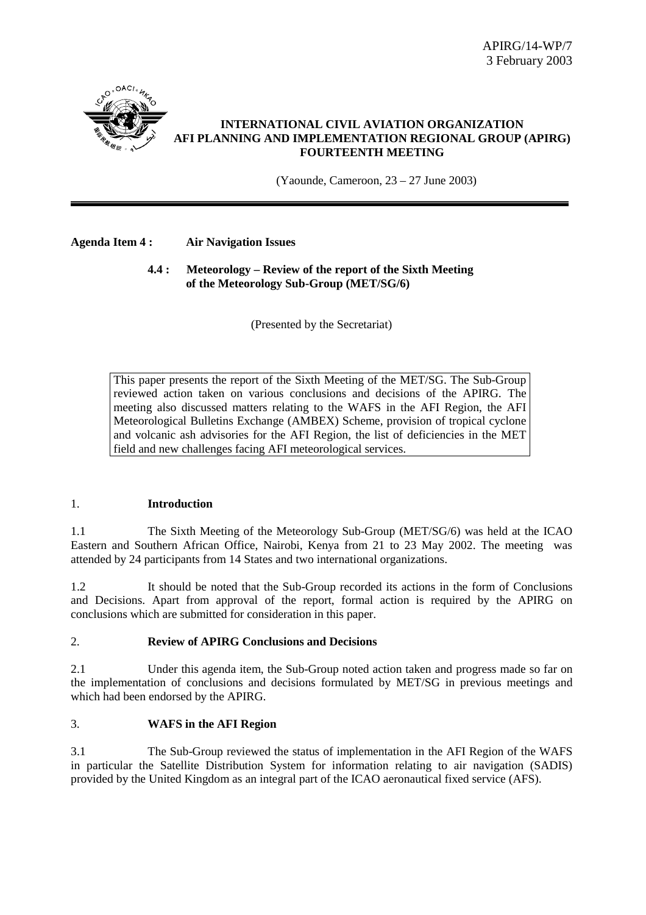APIRG/14-WP/7
3 February 2003

**INTERNATIONAL CIVIL AVIATION ORGANIZATION**
**AFI PLANNING AND IMPLEMENTATION REGIONAL GROUP (APIRG)**
**FOURTEENTH MEETING**

(Yaounde, Cameroon, 23 – 27 June 2003)

---

**Agenda Item 4 : Air Navigation Issues**

**4.4 : Meteorology – Review of the report of the Sixth Meeting of the Meteorology Sub-Group (MET/SG/6)**

(Presented by the Secretariat)

> This paper presents the report of the Sixth Meeting of the MET/SG. The Sub-Group reviewed action taken on various conclusions and decisions of the APIRG. The meeting also discussed matters relating to the WAFS in the AFI Region, the AFI Meteorological Bulletins Exchange (AMBEX) Scheme, provision of tropical cyclone and volcanic ash advisories for the AFI Region, the list of deficiencies in the MET field and new challenges facing AFI meteorological services.

## 1. Introduction

1.1 The Sixth Meeting of the Meteorology Sub-Group (MET/SG/6) was held at the ICAO Eastern and Southern African Office, Nairobi, Kenya from 21 to 23 May 2002. The meeting was attended by 24 participants from 14 States and two international organizations.

1.2 It should be noted that the Sub-Group recorded its actions in the form of Conclusions and Decisions. Apart from approval of the report, formal action is required by the APIRG on conclusions which are submitted for consideration in this paper.

## 2. Review of APIRG Conclusions and Decisions

2.1 Under this agenda item, the Sub-Group noted action taken and progress made so far on the implementation of conclusions and decisions formulated by MET/SG in previous meetings and which had been endorsed by the APIRG.

## 3. WAFS in the AFI Region

3.1 The Sub-Group reviewed the status of implementation in the AFI Region of the WAFS in particular the Satellite Distribution System for information relating to air navigation (SADIS) provided by the United Kingdom as an integral part of the ICAO aeronautical fixed service (AFS).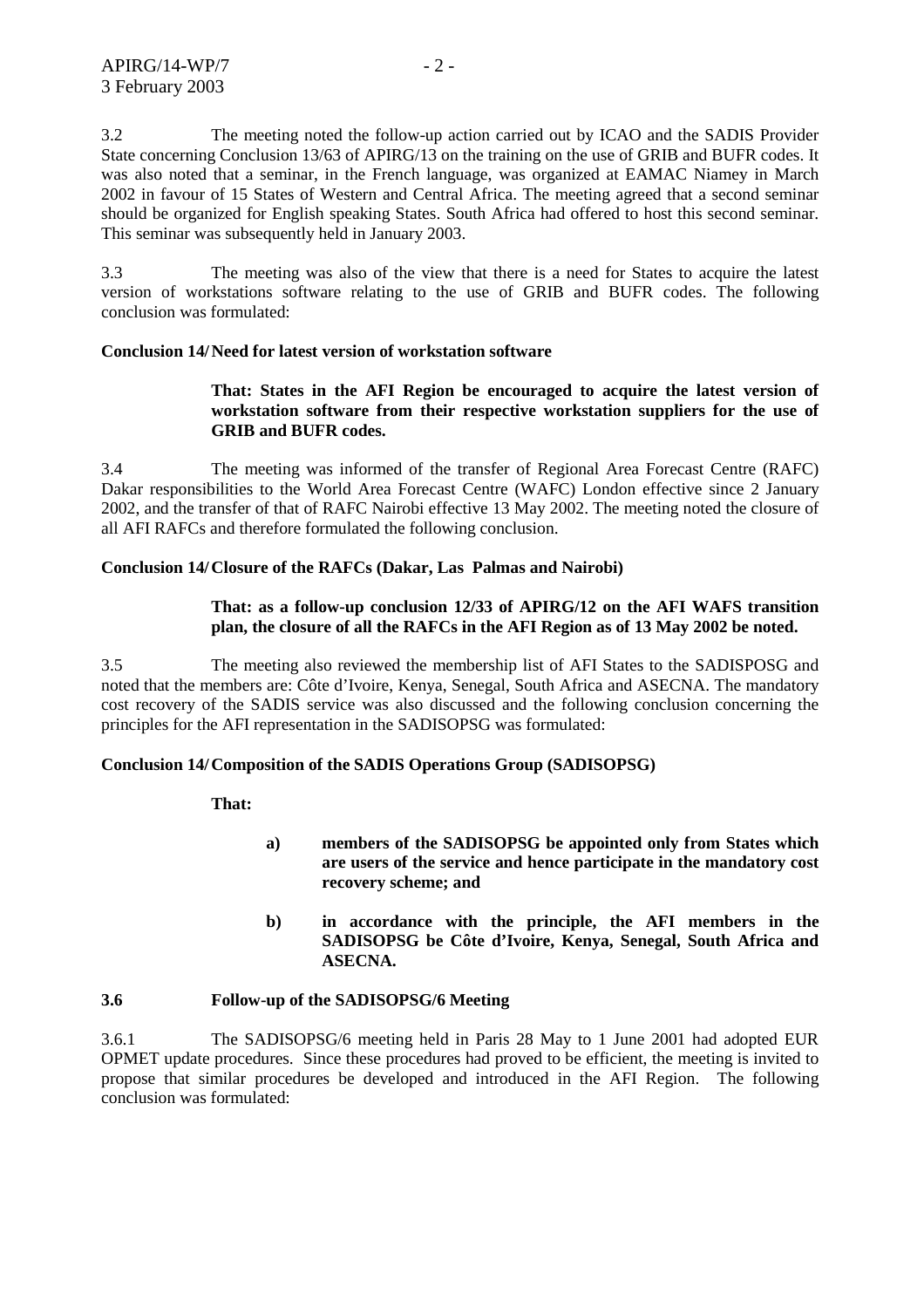3.2 The meeting noted the follow-up action carried out by ICAO and the SADIS Provider State concerning Conclusion 13/63 of APIRG/13 on the training on the use of GRIB and BUFR codes. It was also noted that a seminar, in the French language, was organized at EAMAC Niamey in March 2002 in favour of 15 States of Western and Central Africa. The meeting agreed that a second seminar should be organized for English speaking States. South Africa had offered to host this second seminar. This seminar was subsequently held in January 2003.

3.3 The meeting was also of the view that there is a need for States to acquire the latest version of workstations software relating to the use of GRIB and BUFR codes. The following conclusion was formulated:

**Conclusion 14/ Need for latest version of workstation software**

> **That: States in the AFI Region be encouraged to acquire the latest version of workstation software from their respective workstation suppliers for the use of GRIB and BUFR codes.**

3.4 The meeting was informed of the transfer of Regional Area Forecast Centre (RAFC) Dakar responsibilities to the World Area Forecast Centre (WAFC) London effective since 2 January 2002, and the transfer of that of RAFC Nairobi effective 13 May 2002. The meeting noted the closure of all AFI RAFCs and therefore formulated the following conclusion.

**Conclusion 14/ Closure of the RAFCs (Dakar, Las Palmas and Nairobi)**

> **That: as a follow-up conclusion 12/33 of APIRG/12 on the AFI WAFS transition plan, the closure of all the RAFCs in the AFI Region as of 13 May 2002 be noted.**

3.5 The meeting also reviewed the membership list of AFI States to the SADISPOSG and noted that the members are: Côte d'Ivoire, Kenya, Senegal, South Africa and ASECNA. The mandatory cost recovery of the SADIS service was also discussed and the following conclusion concerning the principles for the AFI representation in the SADISOPSG was formulated:

**Conclusion 14/ Composition of the SADIS Operations Group (SADISOPSG)**

> **That:**
>
> **a) members of the SADISOPSG be appointed only from States which are users of the service and hence participate in the mandatory cost recovery scheme; and**
>
> **b) in accordance with the principle, the AFI members in the SADISOPSG be Côte d'Ivoire, Kenya, Senegal, South Africa and ASECNA.**

**3.6 Follow-up of the SADISOPSG/6 Meeting**

3.6.1 The SADISOPSG/6 meeting held in Paris 28 May to 1 June 2001 had adopted EUR OPMET update procedures. Since these procedures had proved to be efficient, the meeting is invited to propose that similar procedures be developed and introduced in the AFI Region. The following conclusion was formulated: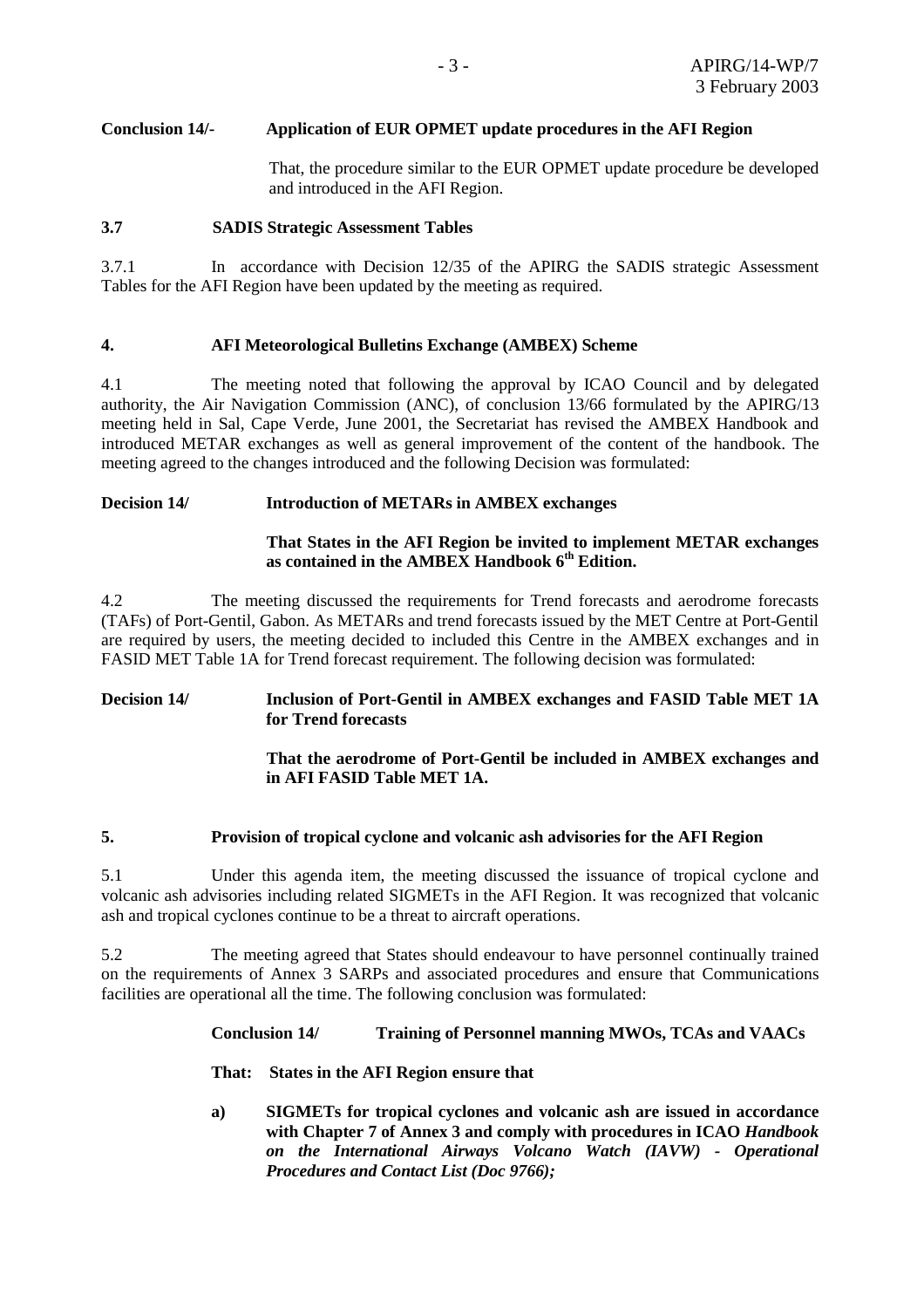**Conclusion 14/-	Application of EUR OPMET update procedures in the AFI Region**

That, the procedure similar to the EUR OPMET update procedure be developed and introduced in the AFI Region.

### 3.7	SADIS Strategic Assessment Tables

3.7.1	In accordance with Decision 12/35 of the APIRG the SADIS strategic Assessment Tables for the AFI Region have been updated by the meeting as required.

## 4.	AFI Meteorological Bulletins Exchange (AMBEX) Scheme

4.1	The meeting noted that following the approval by ICAO Council and by delegated authority, the Air Navigation Commission (ANC), of conclusion 13/66 formulated by the APIRG/13 meeting held in Sal, Cape Verde, June 2001, the Secretariat has revised the AMBEX Handbook and introduced METAR exchanges as well as general improvement of the content of the handbook. The meeting agreed to the changes introduced and the following Decision was formulated:

**Decision 14/	Introduction of METARs in AMBEX exchanges**

**That States in the AFI Region be invited to implement METAR exchanges as contained in the AMBEX Handbook 6th Edition.**

4.2	The meeting discussed the requirements for Trend forecasts and aerodrome forecasts (TAFs) of Port-Gentil, Gabon. As METARs and trend forecasts issued by the MET Centre at Port-Gentil are required by users, the meeting decided to included this Centre in the AMBEX exchanges and in FASID MET Table 1A for Trend forecast requirement. The following decision was formulated:

**Decision 14/	Inclusion of Port-Gentil in AMBEX exchanges and FASID Table MET 1A for Trend forecasts**

**That the aerodrome of Port-Gentil be included in AMBEX exchanges and in AFI FASID Table MET 1A.**

## 5.	Provision of tropical cyclone and volcanic ash advisories for the AFI Region

5.1	Under this agenda item, the meeting discussed the issuance of tropical cyclone and volcanic ash advisories including related SIGMETs in the AFI Region. It was recognized that volcanic ash and tropical cyclones continue to be a threat to aircraft operations.

5.2	The meeting agreed that States should endeavour to have personnel continually trained on the requirements of Annex 3 SARPs and associated procedures and ensure that Communications facilities are operational all the time. The following conclusion was formulated:

**Conclusion 14/	Training of Personnel manning MWOs, TCAs and VAACs**

**That:	States in the AFI Region ensure that**

**a)	SIGMETs for tropical cyclones and volcanic ash are issued in accordance with Chapter 7 of Annex 3 and comply with procedures in ICAO *Handbook on the International Airways Volcano Watch (IAVW) - Operational Procedures and Contact List (Doc 9766);***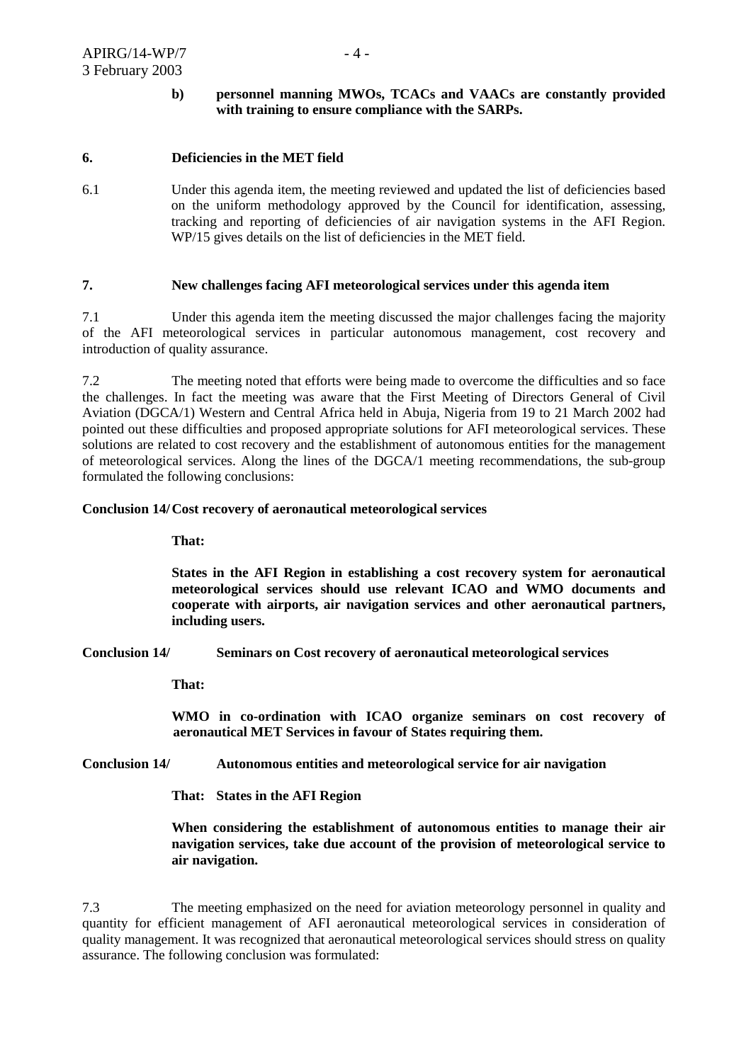**b) personnel manning MWOs, TCACs and VAACs are constantly provided with training to ensure compliance with the SARPs.**

## 6. Deficiencies in the MET field

6.1 Under this agenda item, the meeting reviewed and updated the list of deficiencies based on the uniform methodology approved by the Council for identification, assessing, tracking and reporting of deficiencies of air navigation systems in the AFI Region. WP/15 gives details on the list of deficiencies in the MET field.

## 7. New challenges facing AFI meteorological services under this agenda item

7.1 Under this agenda item the meeting discussed the major challenges facing the majority of the AFI meteorological services in particular autonomous management, cost recovery and introduction of quality assurance.

7.2 The meeting noted that efforts were being made to overcome the difficulties and so face the challenges. In fact the meeting was aware that the First Meeting of Directors General of Civil Aviation (DGCA/1) Western and Central Africa held in Abuja, Nigeria from 19 to 21 March 2002 had pointed out these difficulties and proposed appropriate solutions for AFI meteorological services. These solutions are related to cost recovery and the establishment of autonomous entities for the management of meteorological services. Along the lines of the DGCA/1 meeting recommendations, the sub-group formulated the following conclusions:

**Conclusion 14/ Cost recovery of aeronautical meteorological services**

**That:**

**States in the AFI Region in establishing a cost recovery system for aeronautical meteorological services should use relevant ICAO and WMO documents and cooperate with airports, air navigation services and other aeronautical partners, including users.**

**Conclusion 14/ Seminars on Cost recovery of aeronautical meteorological services**

**That:**

**WMO in co-ordination with ICAO organize seminars on cost recovery of aeronautical MET Services in favour of States requiring them.**

**Conclusion 14/ Autonomous entities and meteorological service for air navigation**

**That: States in the AFI Region**

**When considering the establishment of autonomous entities to manage their air navigation services, take due account of the provision of meteorological service to air navigation.**

7.3 The meeting emphasized on the need for aviation meteorology personnel in quality and quantity for efficient management of AFI aeronautical meteorological services in consideration of quality management. It was recognized that aeronautical meteorological services should stress on quality assurance. The following conclusion was formulated: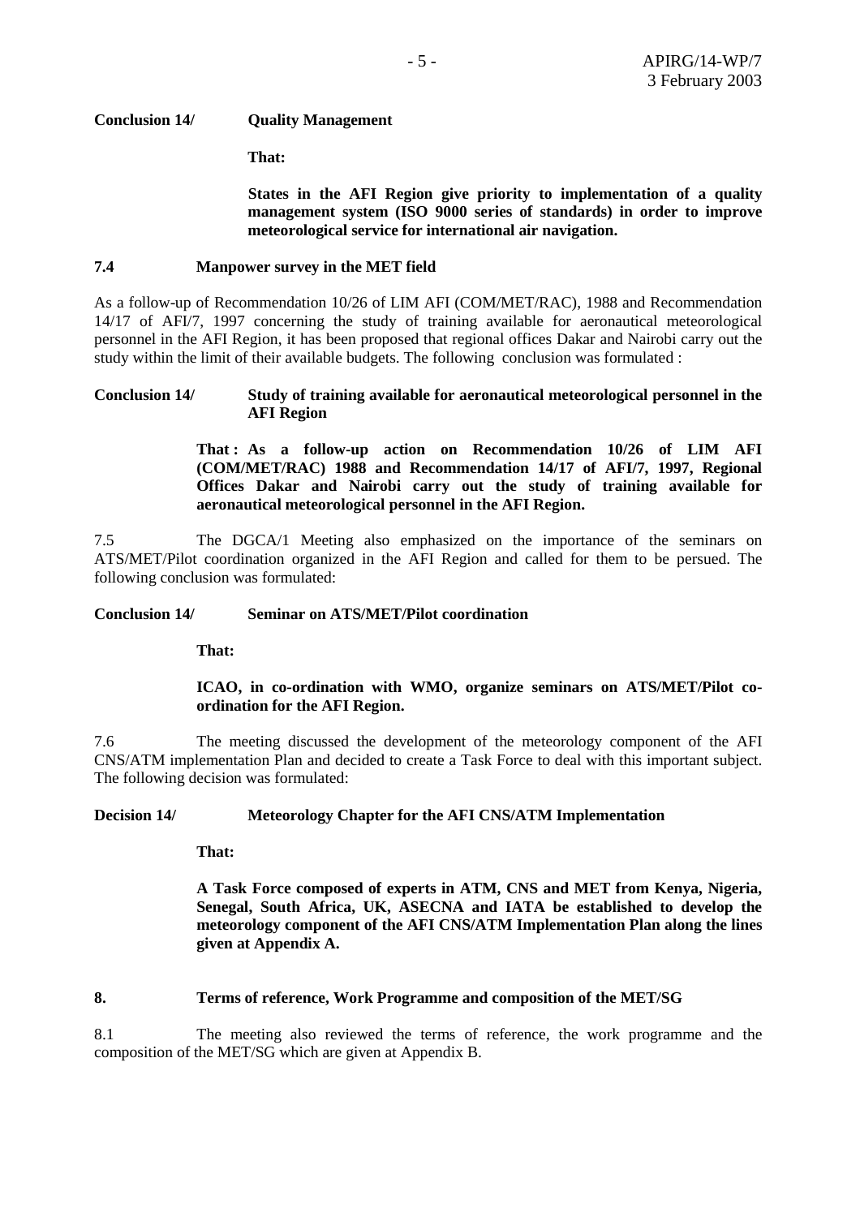**Conclusion 14/ Quality Management**

**That:**

**States in the AFI Region give priority to implementation of a quality management system (ISO 9000 series of standards) in order to improve meteorological service for international air navigation.**

**7.4 Manpower survey in the MET field**

As a follow-up of Recommendation 10/26 of LIM AFI (COM/MET/RAC), 1988 and Recommendation 14/17 of AFI/7, 1997 concerning the study of training available for aeronautical meteorological personnel in the AFI Region, it has been proposed that regional offices Dakar and Nairobi carry out the study within the limit of their available budgets. The following conclusion was formulated :

**Conclusion 14/ Study of training available for aeronautical meteorological personnel in the AFI Region**

**That : As a follow-up action on Recommendation 10/26 of LIM AFI (COM/MET/RAC) 1988 and Recommendation 14/17 of AFI/7, 1997, Regional Offices Dakar and Nairobi carry out the study of training available for aeronautical meteorological personnel in the AFI Region.**

7.5 The DGCA/1 Meeting also emphasized on the importance of the seminars on ATS/MET/Pilot coordination organized in the AFI Region and called for them to be persued. The following conclusion was formulated:

**Conclusion 14/ Seminar on ATS/MET/Pilot coordination**

**That:**

**ICAO, in co-ordination with WMO, organize seminars on ATS/MET/Pilot co-ordination for the AFI Region.**

7.6 The meeting discussed the development of the meteorology component of the AFI CNS/ATM implementation Plan and decided to create a Task Force to deal with this important subject. The following decision was formulated:

**Decision 14/ Meteorology Chapter for the AFI CNS/ATM Implementation**

**That:**

**A Task Force composed of experts in ATM, CNS and MET from Kenya, Nigeria, Senegal, South Africa, UK, ASECNA and IATA be established to develop the meteorology component of the AFI CNS/ATM Implementation Plan along the lines given at Appendix A.**

**8. Terms of reference, Work Programme and composition of the MET/SG**

8.1 The meeting also reviewed the terms of reference, the work programme and the composition of the MET/SG which are given at Appendix B.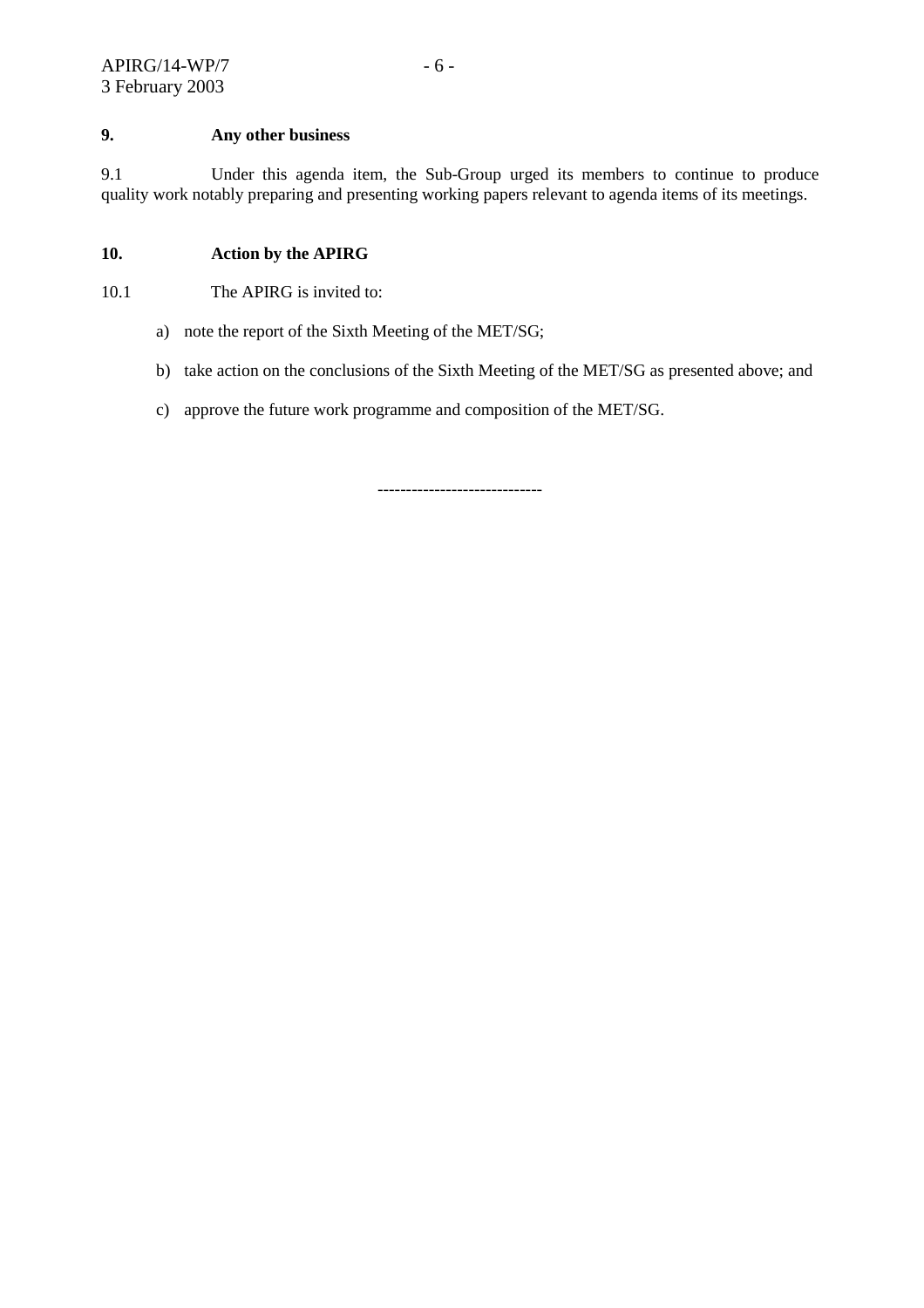## 9. Any other business

9.1 Under this agenda item, the Sub-Group urged its members to continue to produce quality work notably preparing and presenting working papers relevant to agenda items of its meetings.

## 10. Action by the APIRG

10.1 The APIRG is invited to:

a) note the report of the Sixth Meeting of the MET/SG;

b) take action on the conclusions of the Sixth Meeting of the MET/SG as presented above; and

c) approve the future work programme and composition of the MET/SG.

-----------------------------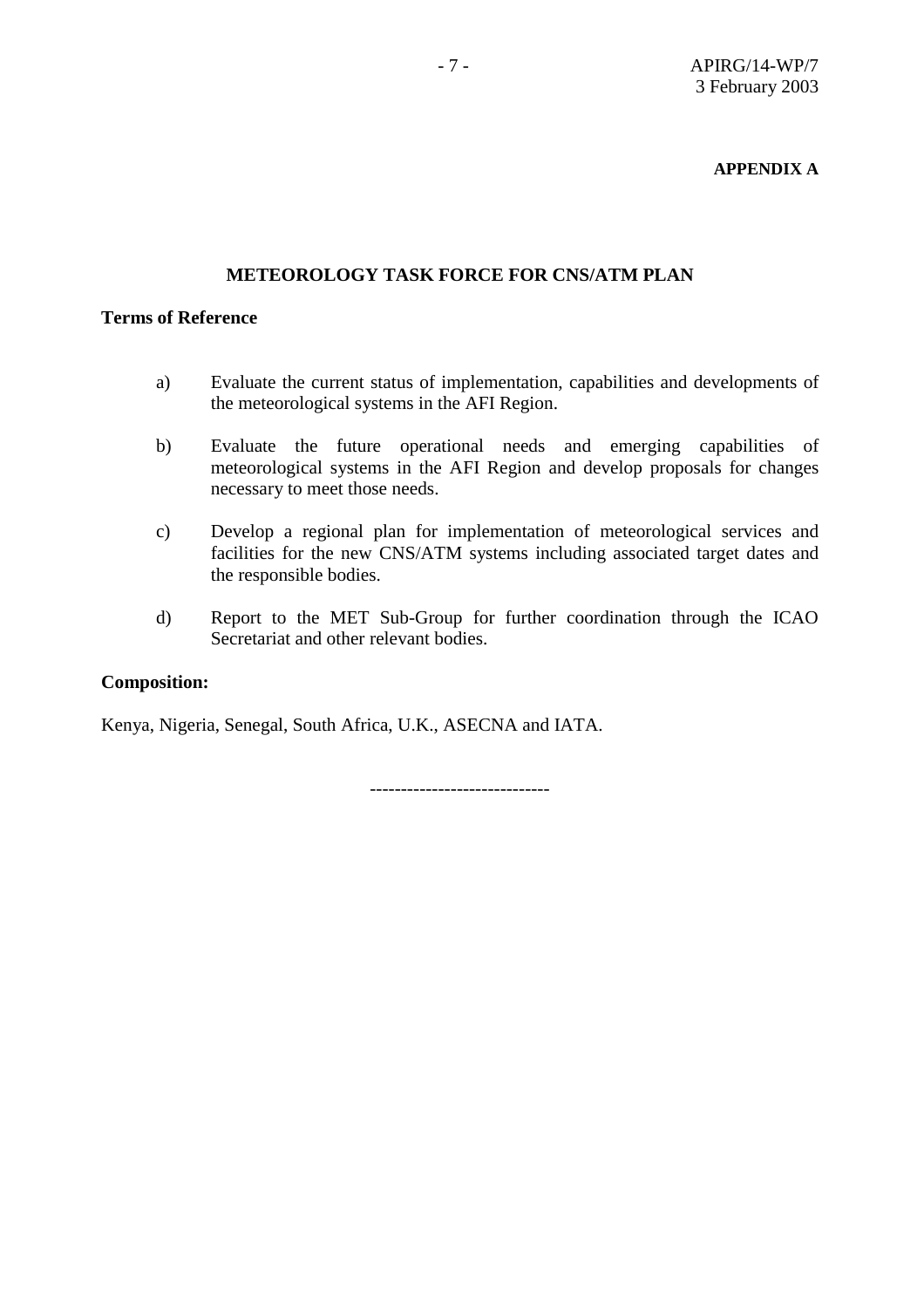**APPENDIX A**

## METEOROLOGY TASK FORCE FOR CNS/ATM PLAN

**Terms of Reference**

a) Evaluate the current status of implementation, capabilities and developments of the meteorological systems in the AFI Region.

b) Evaluate the future operational needs and emerging capabilities of meteorological systems in the AFI Region and develop proposals for changes necessary to meet those needs.

c) Develop a regional plan for implementation of meteorological services and facilities for the new CNS/ATM systems including associated target dates and the responsible bodies.

d) Report to the MET Sub-Group for further coordination through the ICAO Secretariat and other relevant bodies.

**Composition:**

Kenya, Nigeria, Senegal, South Africa, U.K., ASECNA and IATA.

----------------------------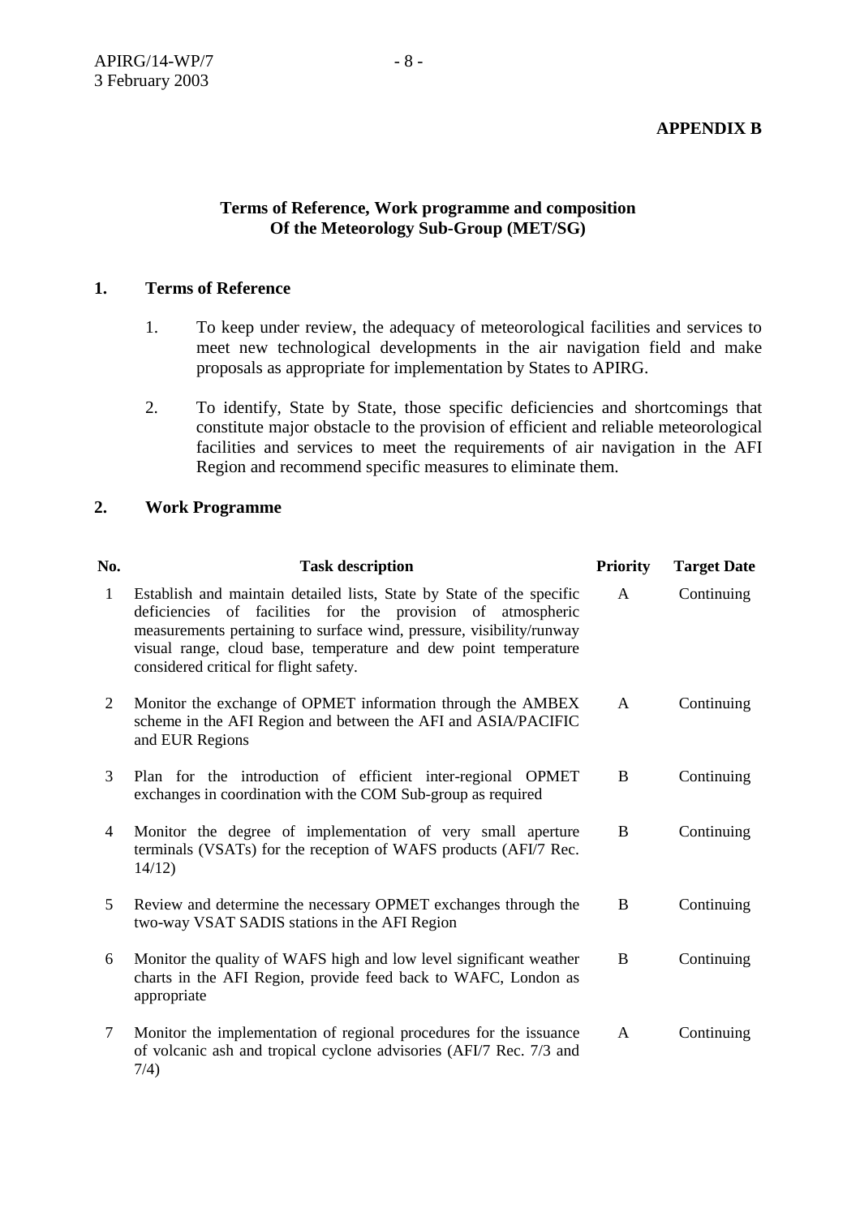**APPENDIX B**

**Terms of Reference, Work programme and composition Of the Meteorology Sub-Group (MET/SG)**

## 1. Terms of Reference

1. To keep under review, the adequacy of meteorological facilities and services to meet new technological developments in the air navigation field and make proposals as appropriate for implementation by States to APIRG.

2. To identify, State by State, those specific deficiencies and shortcomings that constitute major obstacle to the provision of efficient and reliable meteorological facilities and services to meet the requirements of air navigation in the AFI Region and recommend specific measures to eliminate them.

## 2. Work Programme

| No. | Task description | Priority | Target Date |
|---|---|---|---|
| 1 | Establish and maintain detailed lists, State by State of the specific deficiencies of facilities for the provision of atmospheric measurements pertaining to surface wind, pressure, visibility/runway visual range, cloud base, temperature and dew point temperature considered critical for flight safety. | A | Continuing |
| 2 | Monitor the exchange of OPMET information through the AMBEX scheme in the AFI Region and between the AFI and ASIA/PACIFIC and EUR Regions | A | Continuing |
| 3 | Plan for the introduction of efficient inter-regional OPMET exchanges in coordination with the COM Sub-group as required | B | Continuing |
| 4 | Monitor the degree of implementation of very small aperture terminals (VSATs) for the reception of WAFS products (AFI/7 Rec. 14/12) | B | Continuing |
| 5 | Review and determine the necessary OPMET exchanges through the two-way VSAT SADIS stations in the AFI Region | B | Continuing |
| 6 | Monitor the quality of WAFS high and low level significant weather charts in the AFI Region, provide feed back to WAFC, London as appropriate | B | Continuing |
| 7 | Monitor the implementation of regional procedures for the issuance of volcanic ash and tropical cyclone advisories (AFI/7 Rec. 7/3 and 7/4) | A | Continuing |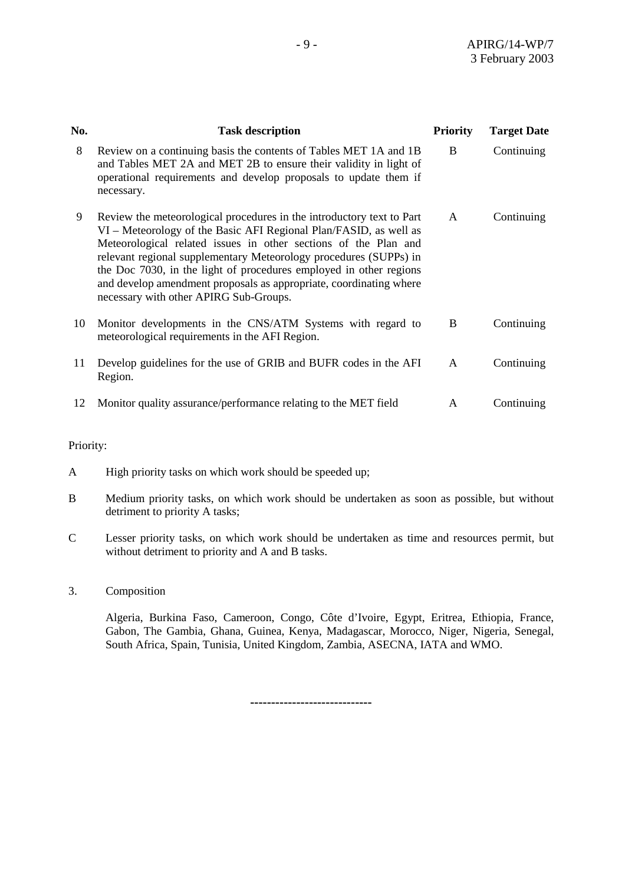| No. | Task description | Priority | Target Date |
|---|---|---|---|
| 8 | Review on a continuing basis the contents of Tables MET 1A and 1B and Tables MET 2A and MET 2B to ensure their validity in light of operational requirements and develop proposals to update them if necessary. | B | Continuing |
| 9 | Review the meteorological procedures in the introductory text to Part VI – Meteorology of the Basic AFI Regional Plan/FASID, as well as Meteorological related issues in other sections of the Plan and relevant regional supplementary Meteorology procedures (SUPPs) in the Doc 7030, in the light of procedures employed in other regions and develop amendment proposals as appropriate, coordinating where necessary with other APIRG Sub-Groups. | A | Continuing |
| 10 | Monitor developments in the CNS/ATM Systems with regard to meteorological requirements in the AFI Region. | B | Continuing |
| 11 | Develop guidelines for the use of GRIB and BUFR codes in the AFI Region. | A | Continuing |
| 12 | Monitor quality assurance/performance relating to the MET field | A | Continuing |

Priority:

A High priority tasks on which work should be speeded up;

B Medium priority tasks, on which work should be undertaken as soon as possible, but without detriment to priority A tasks;

C Lesser priority tasks, on which work should be undertaken as time and resources permit, but without detriment to priority and A and B tasks.

3. Composition

Algeria, Burkina Faso, Cameroon, Congo, Côte d'Ivoire, Egypt, Eritrea, Ethiopia, France, Gabon, The Gambia, Ghana, Guinea, Kenya, Madagascar, Morocco, Niger, Nigeria, Senegal, South Africa, Spain, Tunisia, United Kingdom, Zambia, ASECNA, IATA and WMO.

-----------------------------